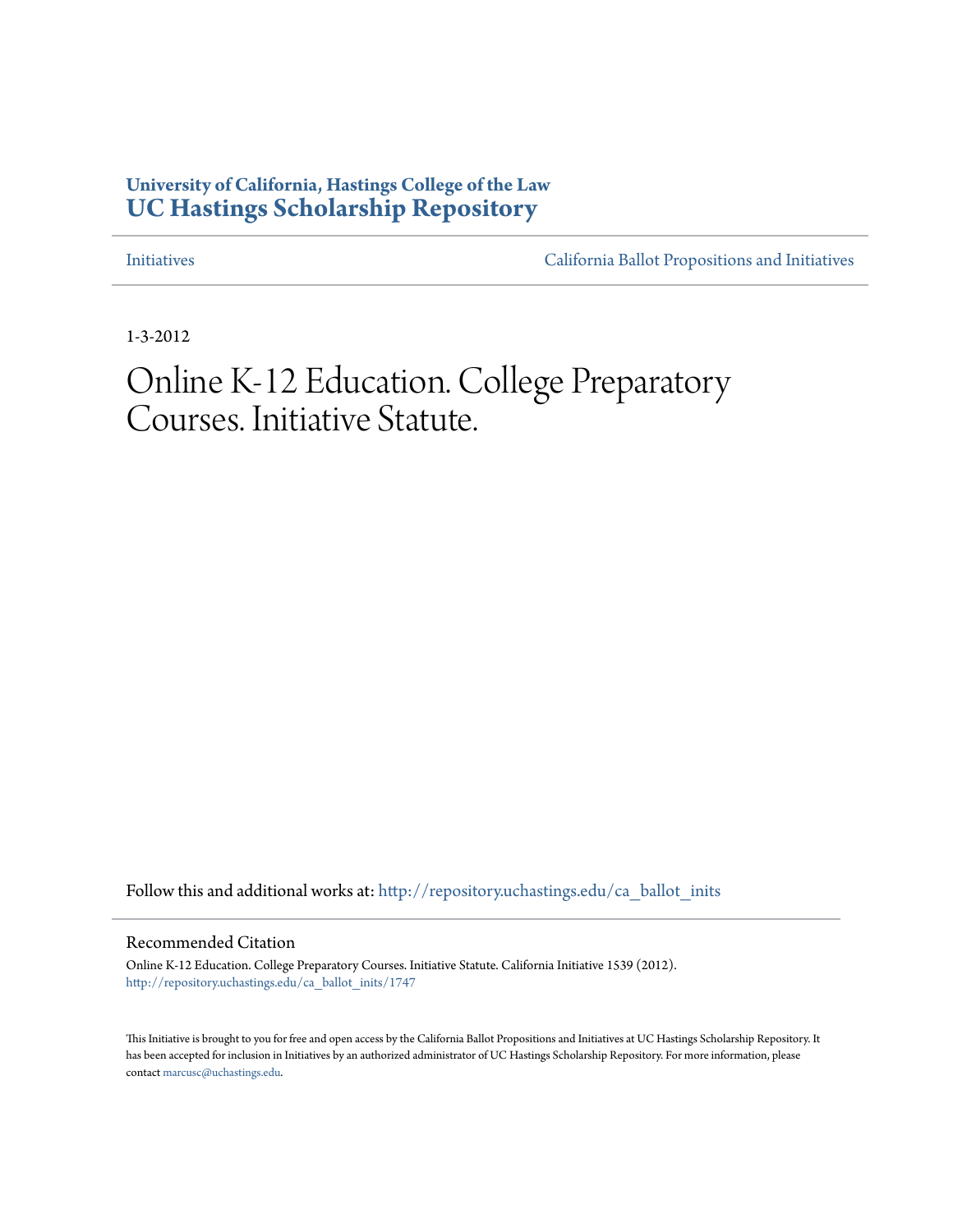University of California, Hastings College of the Law
**UC Hastings Scholarship Repository**

Initiatives | California Ballot Propositions and Initiatives

1-3-2012

# Online K-12 Education. College Preparatory Courses. Initiative Statute.

Follow this and additional works at: http://repository.uchastings.edu/ca_ballot_inits

## Recommended Citation

Online K-12 Education. College Preparatory Courses. Initiative Statute. California Initiative 1539 (2012).
http://repository.uchastings.edu/ca_ballot_inits/1747

This Initiative is brought to you for free and open access by the California Ballot Propositions and Initiatives at UC Hastings Scholarship Repository. It has been accepted for inclusion in Initiatives by an authorized administrator of UC Hastings Scholarship Repository. For more information, please contact marcusc@uchastings.edu.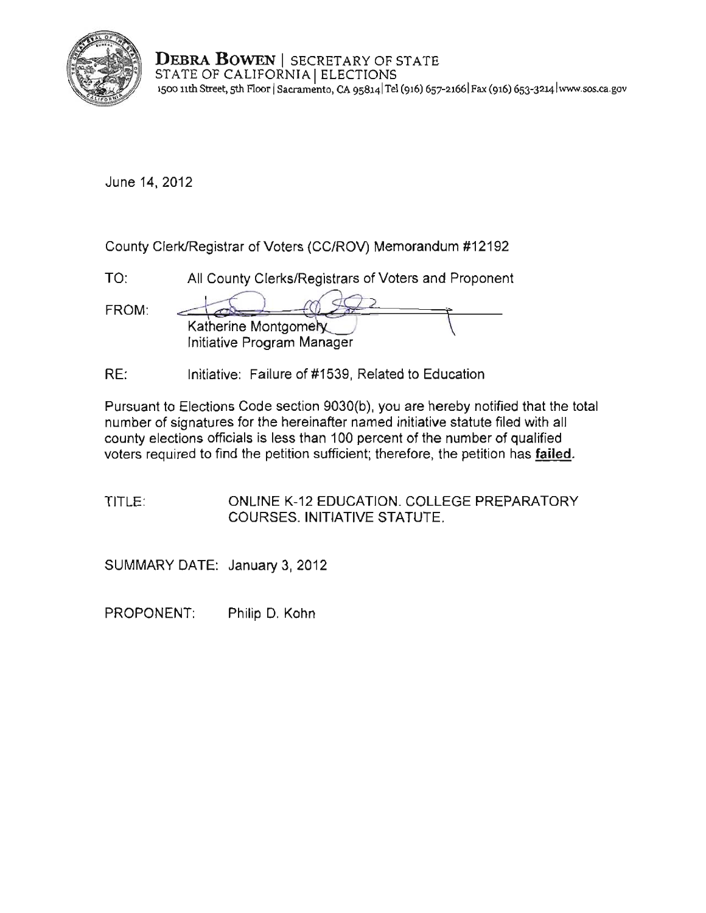**DEBRA BOWEN** | SECRETARY OF STATE
STATE OF CALIFORNIA | ELECTIONS
1500 11th Street, 5th Floor | Sacramento, CA 95814 | Tel (916) 657-2166 | Fax (916) 653-3214 | www.sos.ca.gov

June 14, 2012

County Clerk/Registrar of Voters (CC/ROV) Memorandum #12192

TO: All County Clerks/Registrars of Voters and Proponent

FROM: Katherine Montgomery
Initiative Program Manager

RE: Initiative: Failure of #1539, Related to Education

Pursuant to Elections Code section 9030(b), you are hereby notified that the total number of signatures for the hereinafter named initiative statute filed with all county elections officials is less than 100 percent of the number of qualified voters required to find the petition sufficient; therefore, the petition has **failed**.

TITLE: ONLINE K-12 EDUCATION. COLLEGE PREPARATORY COURSES. INITIATIVE STATUTE.

SUMMARY DATE: January 3, 2012

PROPONENT: Philip D. Kohn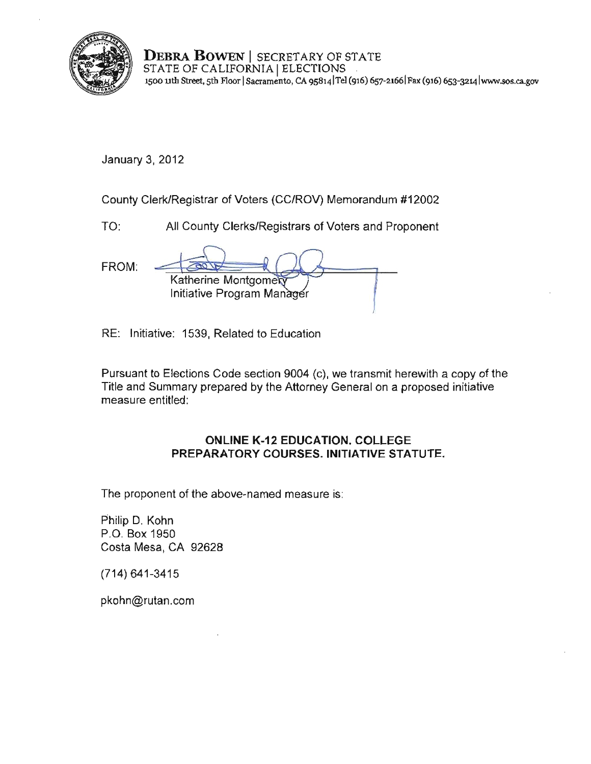**DEBRA BOWEN** | SECRETARY OF STATE
STATE OF CALIFORNIA | ELECTIONS
1500 11th Street, 5th Floor | Sacramento, CA 95814 | Tel (916) 657-2166 | Fax (916) 653-3214 | www.sos.ca.gov

January 3, 2012

County Clerk/Registrar of Voters (CC/ROV) Memorandum #12002

TO: All County Clerks/Registrars of Voters and Proponent

FROM: Katherine Montgomery
Initiative Program Manager

RE: Initiative: 1539, Related to Education

Pursuant to Elections Code section 9004 (c), we transmit herewith a copy of the Title and Summary prepared by the Attorney General on a proposed initiative measure entitled:

**ONLINE K-12 EDUCATION. COLLEGE PREPARATORY COURSES. INITIATIVE STATUTE.**

The proponent of the above-named measure is:

Philip D. Kohn
P.O. Box 1950
Costa Mesa, CA 92628

(714) 641-3415

pkohn@rutan.com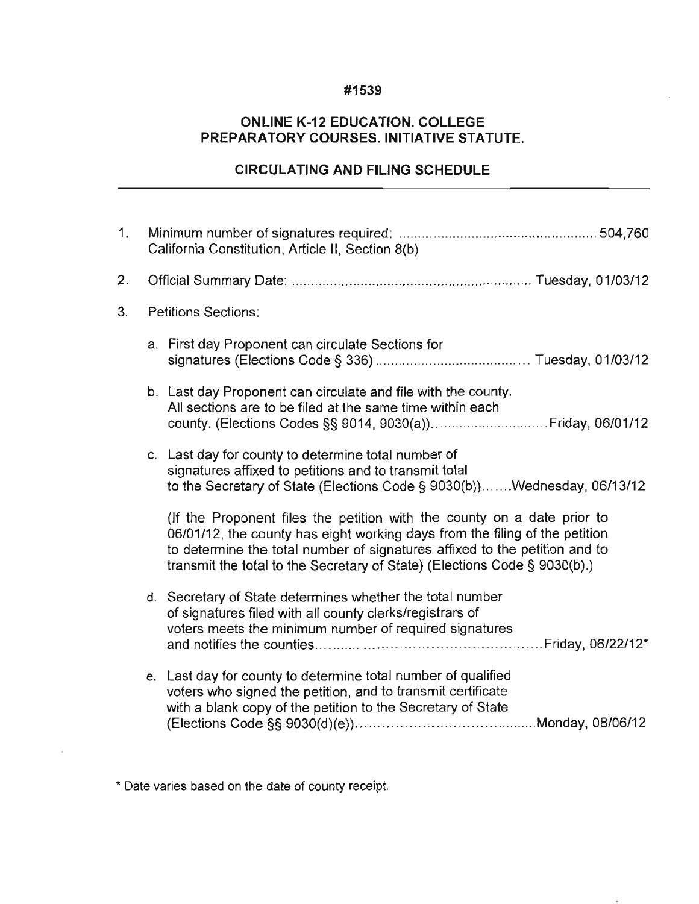**#1539**

**ONLINE K-12 EDUCATION. COLLEGE PREPARATORY COURSES. INITIATIVE STATUTE.**

**CIRCULATING AND FILING SCHEDULE**

---

1. Minimum number of signatures required: .................................................... 504,760
   California Constitution, Article II, Section 8(b)

2. Official Summary Date: ............................................................ Tuesday, 01/03/12

3. Petitions Sections:

   a. First day Proponent can circulate Sections for signatures (Elections Code § 336) ...................................... Tuesday, 01/03/12

   b. Last day Proponent can circulate and file with the county. All sections are to be filed at the same time within each county. (Elections Codes §§ 9014, 9030(a)).............................Friday, 06/01/12

   c. Last day for county to determine total number of signatures affixed to petitions and to transmit total to the Secretary of State (Elections Code § 9030(b)).......Wednesday, 06/13/12

      (If the Proponent files the petition with the county on a date prior to 06/01/12, the county has eight working days from the filing of the petition to determine the total number of signatures affixed to the petition and to transmit the total to the Secretary of State) (Elections Code § 9030(b).)

   d. Secretary of State determines whether the total number of signatures filed with all county clerks/registrars of voters meets the minimum number of required signatures and notifies the counties..........................................................Friday, 06/22/12*

   e. Last day for county to determine total number of qualified voters who signed the petition, and to transmit certificate with a blank copy of the petition to the Secretary of State (Elections Code §§ 9030(d)(e))..........................................Monday, 08/06/12

\* Date varies based on the date of county receipt.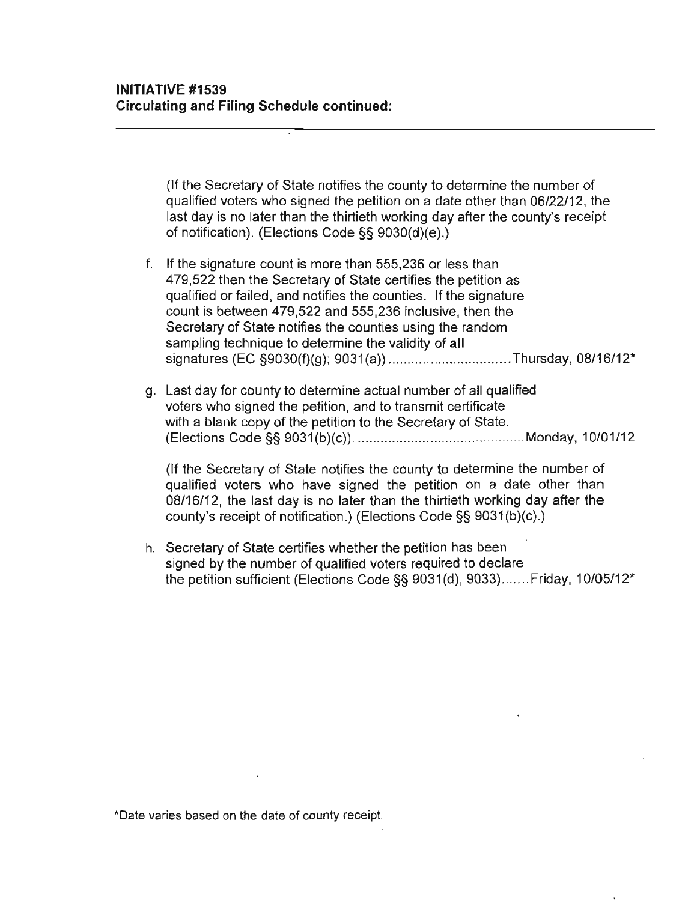**INITIATIVE #1539**
**Circulating and Filing Schedule continued:**

---

(If the Secretary of State notifies the county to determine the number of qualified voters who signed the petition on a date other than 06/22/12, the last day is no later than the thirtieth working day after the county's receipt of notification). (Elections Code §§ 9030(d)(e).)

f. If the signature count is more than 555,236 or less than 479,522 then the Secretary of State certifies the petition as qualified or failed, and notifies the counties. If the signature count is between 479,522 and 555,236 inclusive, then the Secretary of State notifies the counties using the random sampling technique to determine the validity of **all** signatures (EC §9030(f)(g); 9031(a)) ................................ Thursday, 08/16/12*

g. Last day for county to determine actual number of all qualified voters who signed the petition, and to transmit certificate with a blank copy of the petition to the Secretary of State. (Elections Code §§ 9031(b)(c)). ............................................ Monday, 10/01/12

   (If the Secretary of State notifies the county to determine the number of qualified voters who have signed the petition on a date other than 08/16/12, the last day is no later than the thirtieth working day after the county's receipt of notification.) (Elections Code §§ 9031(b)(c).)

h. Secretary of State certifies whether the petition has been signed by the number of qualified voters required to declare the petition sufficient (Elections Code §§ 9031(d), 9033)....... Friday, 10/05/12*

*Date varies based on the date of county receipt.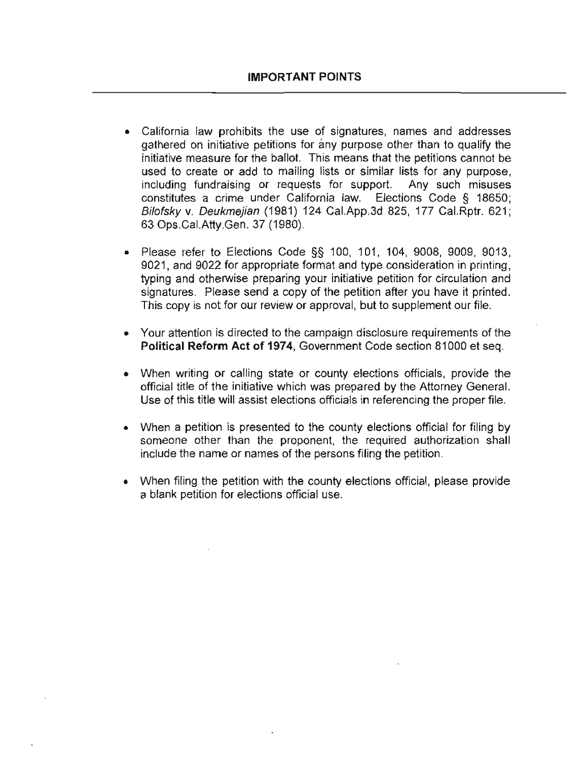## IMPORTANT POINTS

- California law prohibits the use of signatures, names and addresses gathered on initiative petitions for any purpose other than to qualify the initiative measure for the ballot. This means that the petitions cannot be used to create or add to mailing lists or similar lists for any purpose, including fundraising or requests for support. Any such misuses constitutes a crime under California law. Elections Code § 18650; *Bilofsky* v. *Deukmejian* (1981) 124 Cal.App.3d 825, 177 Cal.Rptr. 621; 63 Ops.Cal.Atty.Gen. 37 (1980).

- Please refer to Elections Code §§ 100, 101, 104, 9008, 9009, 9013, 9021, and 9022 for appropriate format and type consideration in printing, typing and otherwise preparing your initiative petition for circulation and signatures. Please send a copy of the petition after you have it printed. This copy is not for our review or approval, but to supplement our file.

- Your attention is directed to the campaign disclosure requirements of the **Political Reform Act of 1974**, Government Code section 81000 et seq.

- When writing or calling state or county elections officials, provide the official title of the initiative which was prepared by the Attorney General. Use of this title will assist elections officials in referencing the proper file.

- When a petition is presented to the county elections official for filing by someone other than the proponent, the required authorization shall include the name or names of the persons filing the petition.

- When filing the petition with the county elections official, please provide a blank petition for elections official use.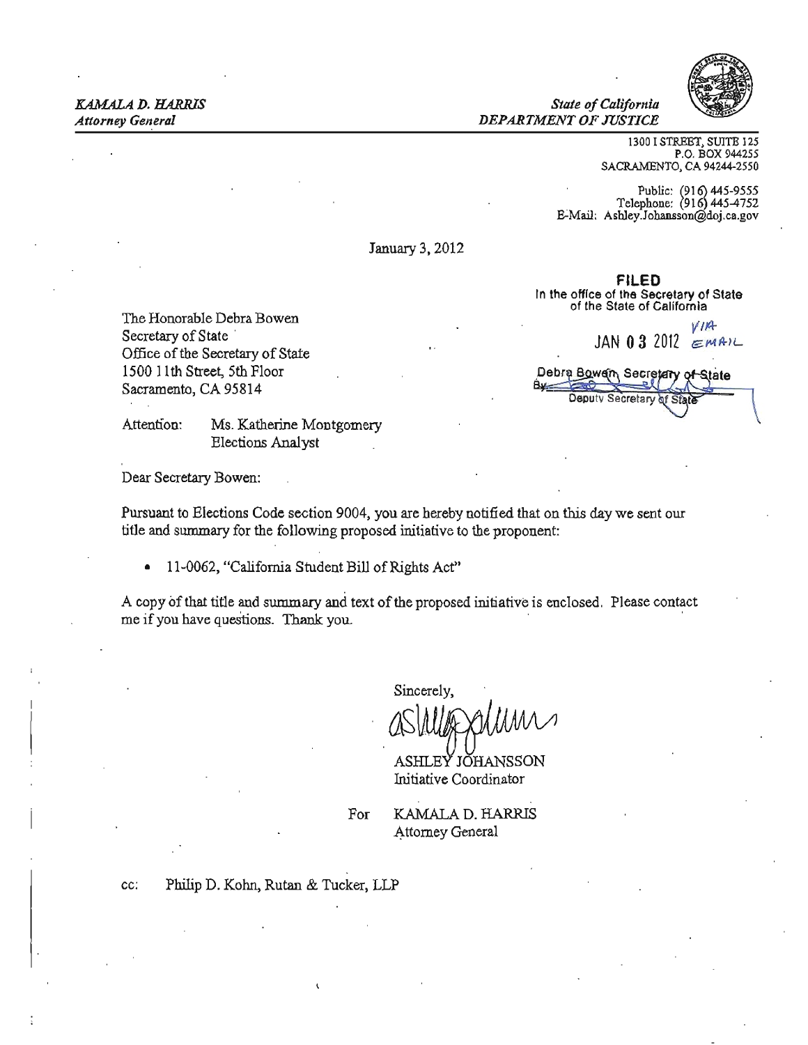*KAMALA D. HARRIS*
*Attorney General*

*State of California*
*DEPARTMENT OF JUSTICE*

1300 I STREET, SUITE 125
P.O. BOX 944255
SACRAMENTO, CA 94244-2550

Public: (916) 445-9555
Telephone: (916) 445-4752
E-Mail: Ashley.Johansson@doj.ca.gov

January 3, 2012

**FILED**
In the office of the Secretary of State
of the State of California

JAN 03 2012 VIA EMAIL

Debra Bowen, Secretary of State
By
Deputy Secretary of State

The Honorable Debra Bowen
Secretary of State
Office of the Secretary of State
1500 11th Street, 5th Floor
Sacramento, CA 95814

Attention: Ms. Katherine Montgomery
Elections Analyst

Dear Secretary Bowen:

Pursuant to Elections Code section 9004, you are hereby notified that on this day we sent our title and summary for the following proposed initiative to the proponent:

- 11-0062, "California Student Bill of Rights Act"

A copy of that title and summary and text of the proposed initiative is enclosed. Please contact me if you have questions. Thank you.

Sincerely,

ASHLEY JOHANSSON
Initiative Coordinator

For KAMALA D. HARRIS
Attorney General

cc: Philip D. Kohn, Rutan & Tucker, LLP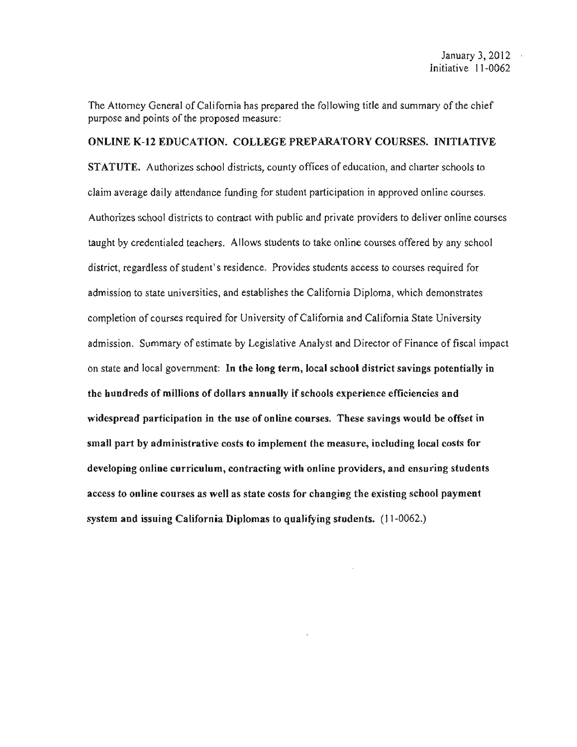January 3, 2012
Initiative 11-0062

The Attorney General of California has prepared the following title and summary of the chief purpose and points of the proposed measure:

**ONLINE K-12 EDUCATION. COLLEGE PREPARATORY COURSES. INITIATIVE STATUTE.** Authorizes school districts, county offices of education, and charter schools to claim average daily attendance funding for student participation in approved online courses. Authorizes school districts to contract with public and private providers to deliver online courses taught by credentialed teachers. Allows students to take online courses offered by any school district, regardless of student's residence. Provides students access to courses required for admission to state universities, and establishes the California Diploma, which demonstrates completion of courses required for University of California and California State University admission. Summary of estimate by Legislative Analyst and Director of Finance of fiscal impact on state and local government: **In the long term, local school district savings potentially in the hundreds of millions of dollars annually if schools experience efficiencies and widespread participation in the use of online courses. These savings would be offset in small part by administrative costs to implement the measure, including local costs for developing online curriculum, contracting with online providers, and ensuring students access to online courses as well as state costs for changing the existing school payment system and issuing California Diplomas to qualifying students.** (11-0062.)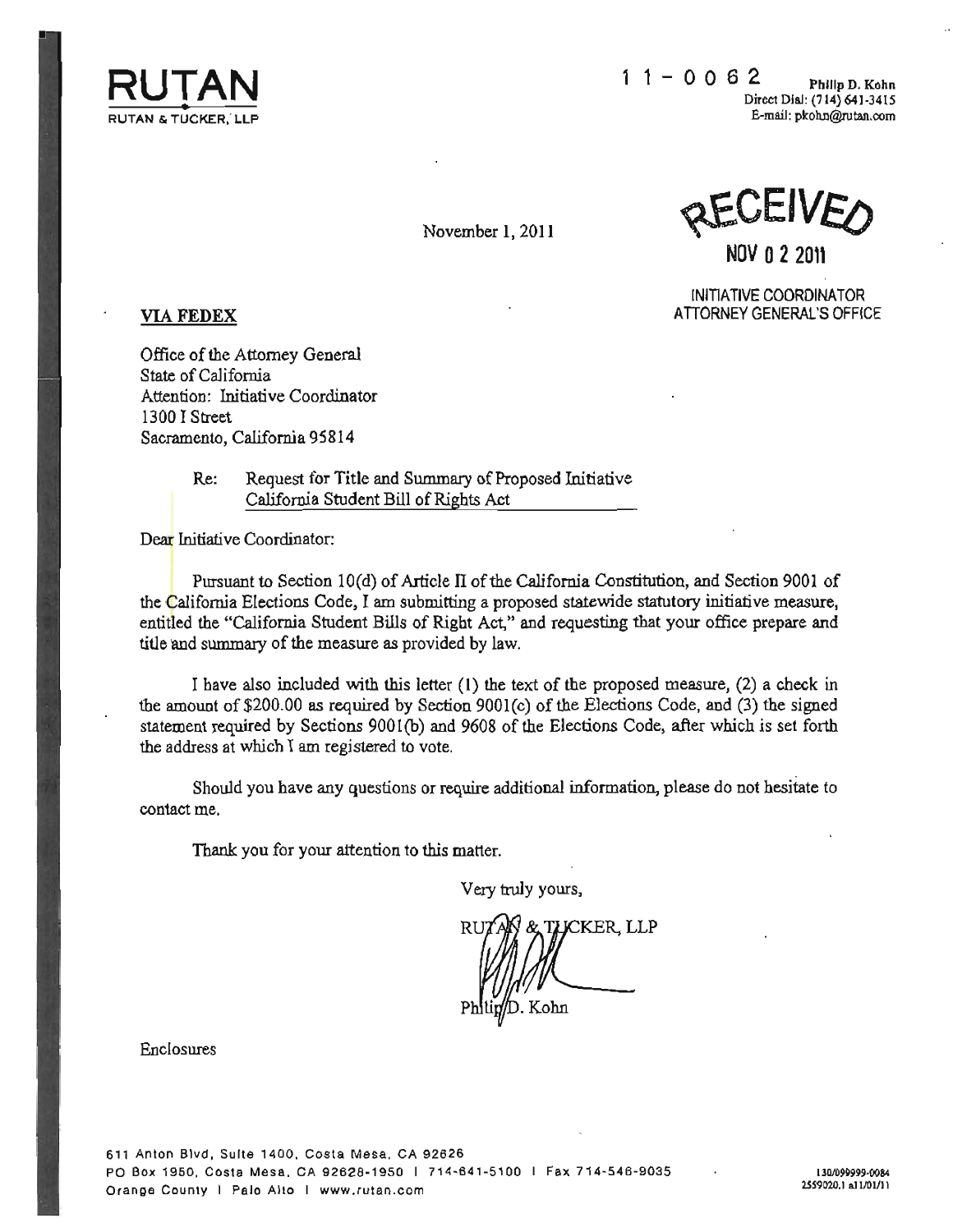**RUTAN**

RUTAN & TUCKER, LLP

11-0062

Philip D. Kohn
Direct Dial: (714) 641-3415
E-mail: pkohn@rutan.com

November 1, 2011

RECEIVED
NOV 02 2011
INITIATIVE COORDINATOR
ATTORNEY GENERAL'S OFFICE

**VIA FEDEX**

Office of the Attorney General
State of California
Attention: Initiative Coordinator
1300 I Street
Sacramento, California 95814

Re: Request for Title and Summary of Proposed Initiative
California Student Bill of Rights Act

Dear Initiative Coordinator:

Pursuant to Section 10(d) of Article II of the California Constitution, and Section 9001 of the California Elections Code, I am submitting a proposed statewide statutory initiative measure, entitled the "California Student Bills of Right Act," and requesting that your office prepare and title and summary of the measure as provided by law.

I have also included with this letter (1) the text of the proposed measure, (2) a check in the amount of $200.00 as required by Section 9001(c) of the Elections Code, and (3) the signed statement required by Sections 9001(b) and 9608 of the Elections Code, after which is set forth the address at which I am registered to vote.

Should you have any questions or require additional information, please do not hesitate to contact me.

Thank you for your attention to this matter.

Very truly yours,

RUTAN & TUCKER, LLP

Philip D. Kohn

Enclosures

611 Anton Blvd, Suite 1400, Costa Mesa, CA 92626
PO Box 1950, Costa Mesa, CA 92628-1950 | 714-641-5100 | Fax 714-546-9035
Orange County | Palo Alto | www.rutan.com

130/099999-0084
2559020.1 a11/01/11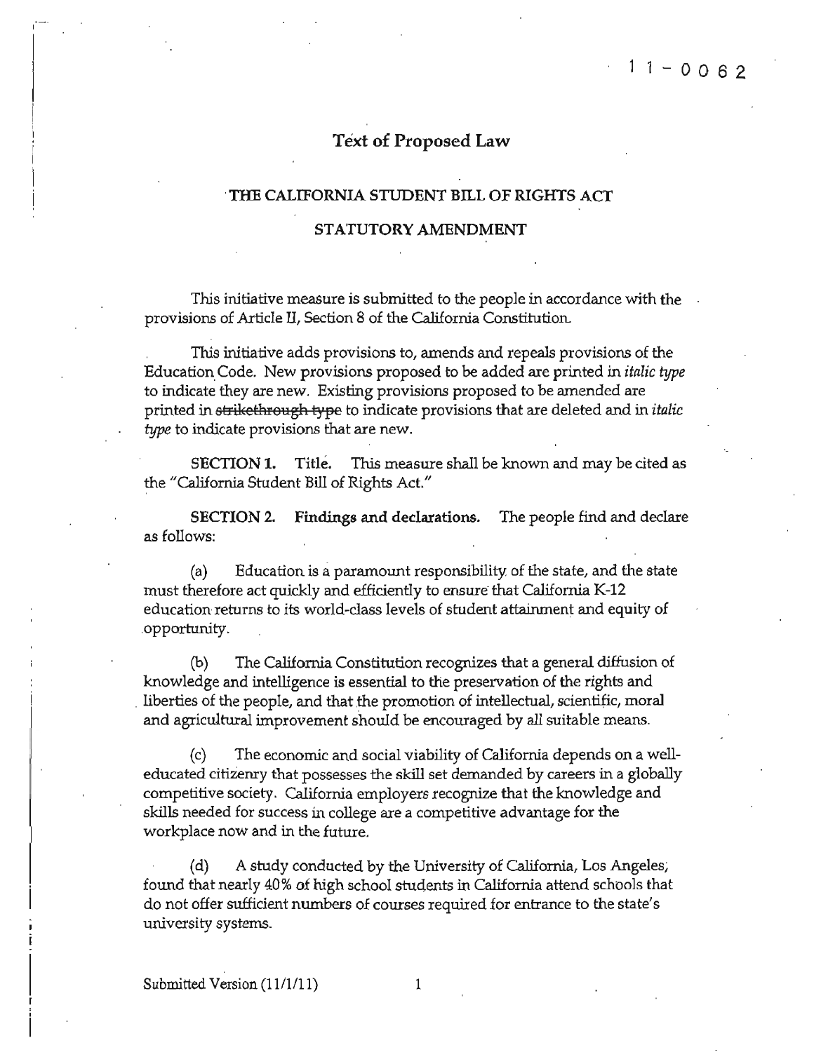11-0062

# Text of Proposed Law

## THE CALIFORNIA STUDENT BILL OF RIGHTS ACT

## STATUTORY AMENDMENT

This initiative measure is submitted to the people in accordance with the provisions of Article II, Section 8 of the California Constitution.

This initiative adds provisions to, amends and repeals provisions of the Education Code. New provisions proposed to be added are printed in *italic type* to indicate they are new. Existing provisions proposed to be amended are printed in ~~strikethrough type~~ to indicate provisions that are deleted and in *italic type* to indicate provisions that are new.

**SECTION 1.** Title. This measure shall be known and may be cited as the "California Student Bill of Rights Act."

**SECTION 2. Findings and declarations.** The people find and declare as follows:

(a) Education is a paramount responsibility of the state, and the state must therefore act quickly and efficiently to ensure that California K-12 education returns to its world-class levels of student attainment and equity of opportunity.

(b) The California Constitution recognizes that a general diffusion of knowledge and intelligence is essential to the preservation of the rights and liberties of the people, and that the promotion of intellectual, scientific, moral and agricultural improvement should be encouraged by all suitable means.

(c) The economic and social viability of California depends on a well-educated citizenry that possesses the skill set demanded by careers in a globally competitive society. California employers recognize that the knowledge and skills needed for success in college are a competitive advantage for the workplace now and in the future.

(d) A study conducted by the University of California, Los Angeles, found that nearly 40% of high school students in California attend schools that do not offer sufficient numbers of courses required for entrance to the state's university systems.

Submitted Version (11/1/11)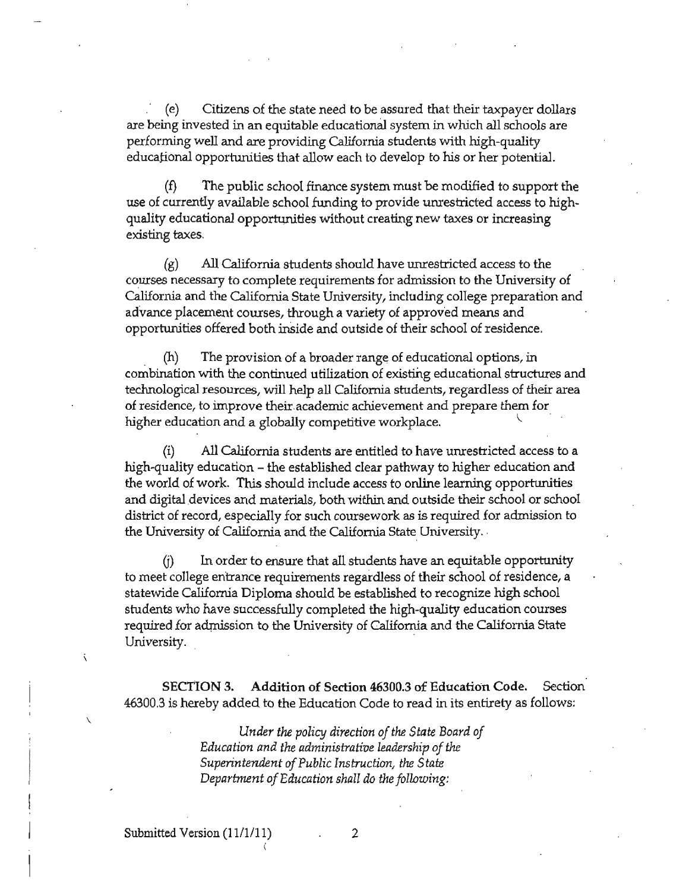(e) Citizens of the state need to be assured that their taxpayer dollars are being invested in an equitable educational system in which all schools are performing well and are providing California students with high-quality educational opportunities that allow each to develop to his or her potential.

(f) The public school finance system must be modified to support the use of currently available school funding to provide unrestricted access to high-quality educational opportunities without creating new taxes or increasing existing taxes.

(g) All California students should have unrestricted access to the courses necessary to complete requirements for admission to the University of California and the California State University, including college preparation and advance placement courses, through a variety of approved means and opportunities offered both inside and outside of their school of residence.

(h) The provision of a broader range of educational options, in combination with the continued utilization of existing educational structures and technological resources, will help all California students, regardless of their area of residence, to improve their academic achievement and prepare them for higher education and a globally competitive workplace.

(i) All California students are entitled to have unrestricted access to a high-quality education – the established clear pathway to higher education and the world of work. This should include access to online learning opportunities and digital devices and materials, both within and outside their school or school district of record, especially for such coursework as is required for admission to the University of California and the California State University.

(j) In order to ensure that all students have an equitable opportunity to meet college entrance requirements regardless of their school of residence, a statewide California Diploma should be established to recognize high school students who have successfully completed the high-quality education courses required for admission to the University of California and the California State University.

**SECTION 3. Addition of Section 46300.3 of Education Code.** Section 46300.3 is hereby added to the Education Code to read in its entirety as follows:

> *Under the policy direction of the State Board of Education and the administrative leadership of the Superintendent of Public Instruction, the State Department of Education shall do the following:*

Submitted Version (11/1/11)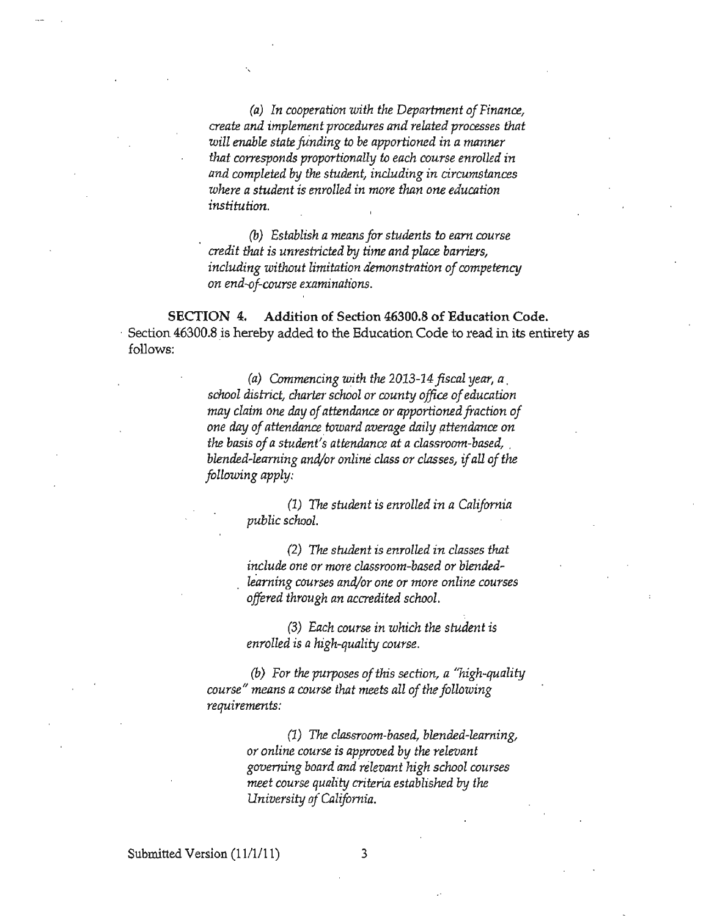*(a) In cooperation with the Department of Finance, create and implement procedures and related processes that will enable state funding to be apportioned in a manner that corresponds proportionally to each course enrolled in and completed by the student, including in circumstances where a student is enrolled in more than one education institution.*

*(b) Establish a means for students to earn course credit that is unrestricted by time and place barriers, including without limitation demonstration of competency on end-of-course examinations.*

**SECTION 4. Addition of Section 46300.8 of Education Code.**

Section 46300.8 is hereby added to the Education Code to read in its entirety as follows:

*(a) Commencing with the 2013-14 fiscal year, a school district, charter school or county office of education may claim one day of attendance or apportioned fraction of one day of attendance toward average daily attendance on the basis of a student's attendance at a classroom-based, blended-learning and/or online class or classes, if all of the following apply:*

*(1) The student is enrolled in a California public school.*

*(2) The student is enrolled in classes that include one or more classroom-based or blended-learning courses and/or one or more online courses offered through an accredited school.*

*(3) Each course in which the student is enrolled is a high-quality course.*

*(b) For the purposes of this section, a "high-quality course" means a course that meets all of the following requirements:*

*(1) The classroom-based, blended-learning, or online course is approved by the relevant governing board and relevant high school courses meet course quality criteria established by the University of California.*

Submitted Version (11/1/11)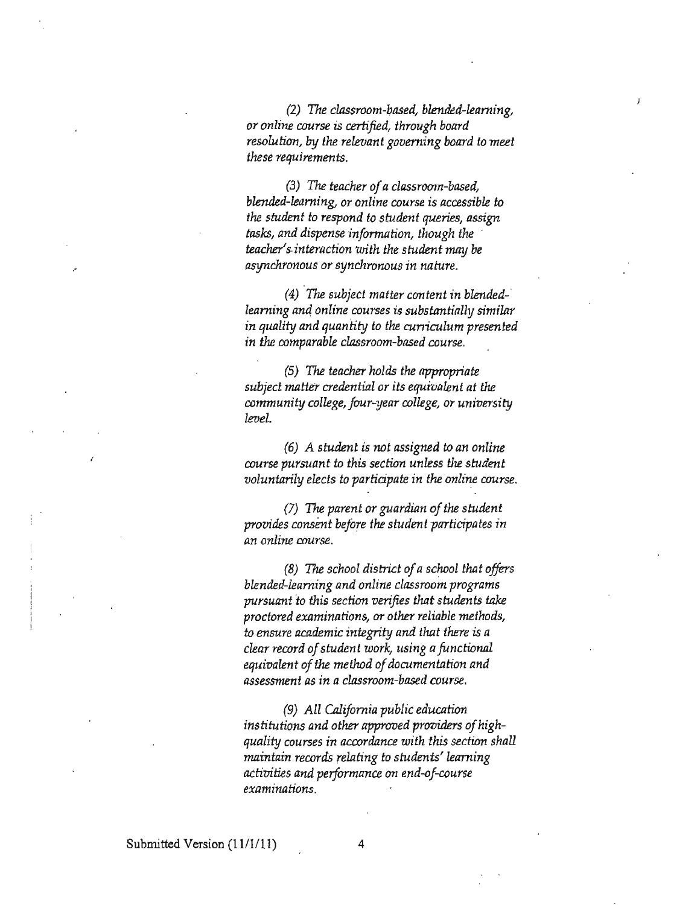*(2) The classroom-based, blended-learning, or online course is certified, through board resolution, by the relevant governing board to meet these requirements.*

*(3) The teacher of a classroom-based, blended-learning, or online course is accessible to the student to respond to student queries, assign tasks, and dispense information, though the teacher's interaction with the student may be asynchronous or synchronous in nature.*

*(4) The subject matter content in blended-learning and online courses is substantially similar in quality and quantity to the curriculum presented in the comparable classroom-based course.*

*(5) The teacher holds the appropriate subject matter credential or its equivalent at the community college, four-year college, or university level.*

*(6) A student is not assigned to an online course pursuant to this section unless the student voluntarily elects to participate in the online course.*

*(7) The parent or guardian of the student provides consent before the student participates in an online course.*

*(8) The school district of a school that offers blended-learning and online classroom programs pursuant to this section verifies that students take proctored examinations, or other reliable methods, to ensure academic integrity and that there is a clear record of student work, using a functional equivalent of the method of documentation and assessment as in a classroom-based course.*

*(9) All California public education institutions and other approved providers of high-quality courses in accordance with this section shall maintain records relating to students' learning activities and performance on end-of-course examinations.*

Submitted Version (11/1/11)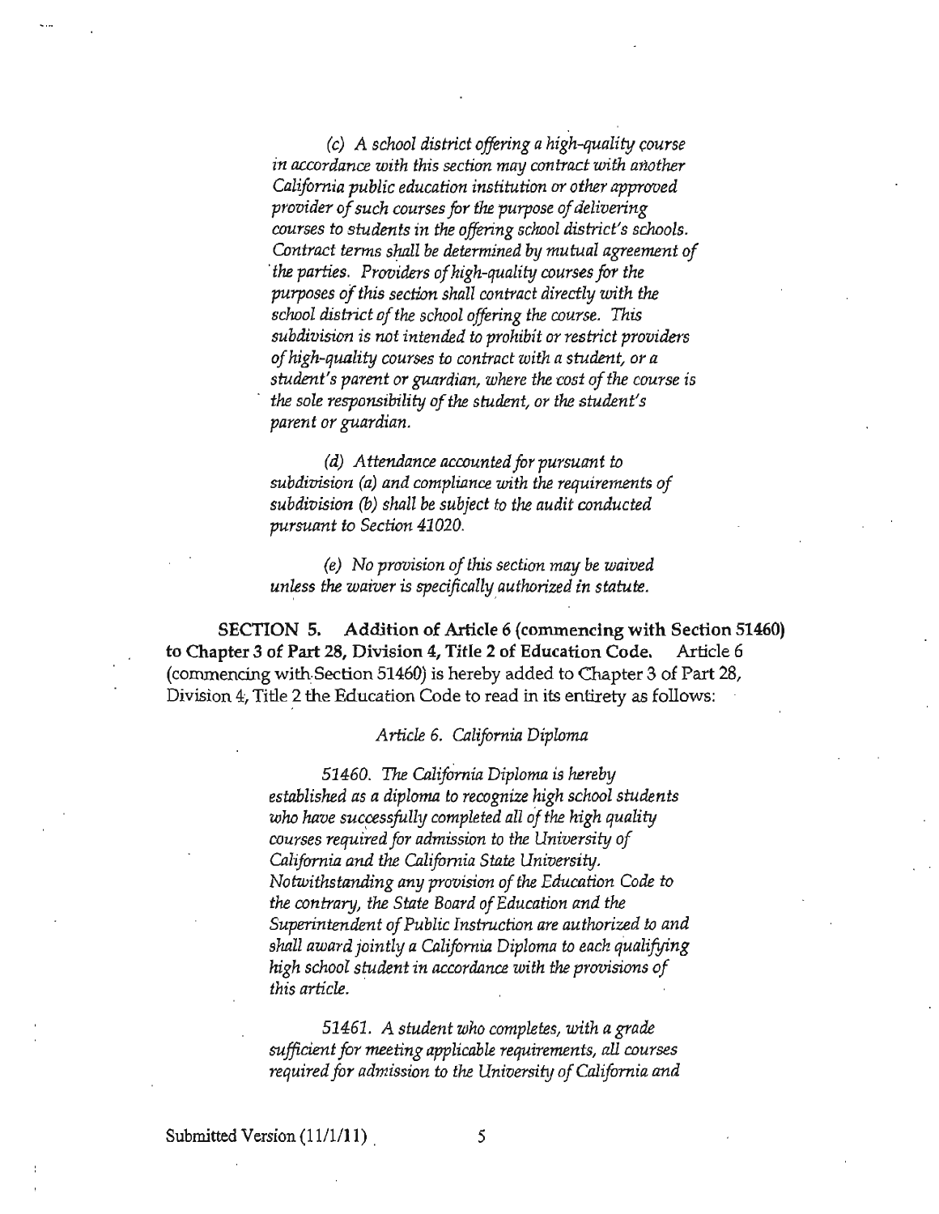*(c) A school district offering a high-quality course in accordance with this section may contract with another California public education institution or other approved provider of such courses for the purpose of delivering courses to students in the offering school district's schools. Contract terms shall be determined by mutual agreement of the parties. Providers of high-quality courses for the purposes of this section shall contract directly with the school district of the school offering the course. This subdivision is not intended to prohibit or restrict providers of high-quality courses to contract with a student, or a student's parent or guardian, where the cost of the course is the sole responsibility of the student, or the student's parent or guardian.*

*(d) Attendance accounted for pursuant to subdivision (a) and compliance with the requirements of subdivision (b) shall be subject to the audit conducted pursuant to Section 41020.*

*(e) No provision of this section may be waived unless the waiver is specifically authorized in statute.*

**SECTION 5. Addition of Article 6 (commencing with Section 51460) to Chapter 3 of Part 28, Division 4, Title 2 of Education Code.** Article 6 (commencing with Section 51460) is hereby added to Chapter 3 of Part 28, Division 4, Title 2 the Education Code to read in its entirety as follows:

*Article 6. California Diploma*

*51460. The California Diploma is hereby established as a diploma to recognize high school students who have successfully completed all of the high quality courses required for admission to the University of California and the California State University. Notwithstanding any provision of the Education Code to the contrary, the State Board of Education and the Superintendent of Public Instruction are authorized to and shall award jointly a California Diploma to each qualifying high school student in accordance with the provisions of this article.*

*51461. A student who completes, with a grade sufficient for meeting applicable requirements, all courses required for admission to the University of California and*

Submitted Version (11/1/11)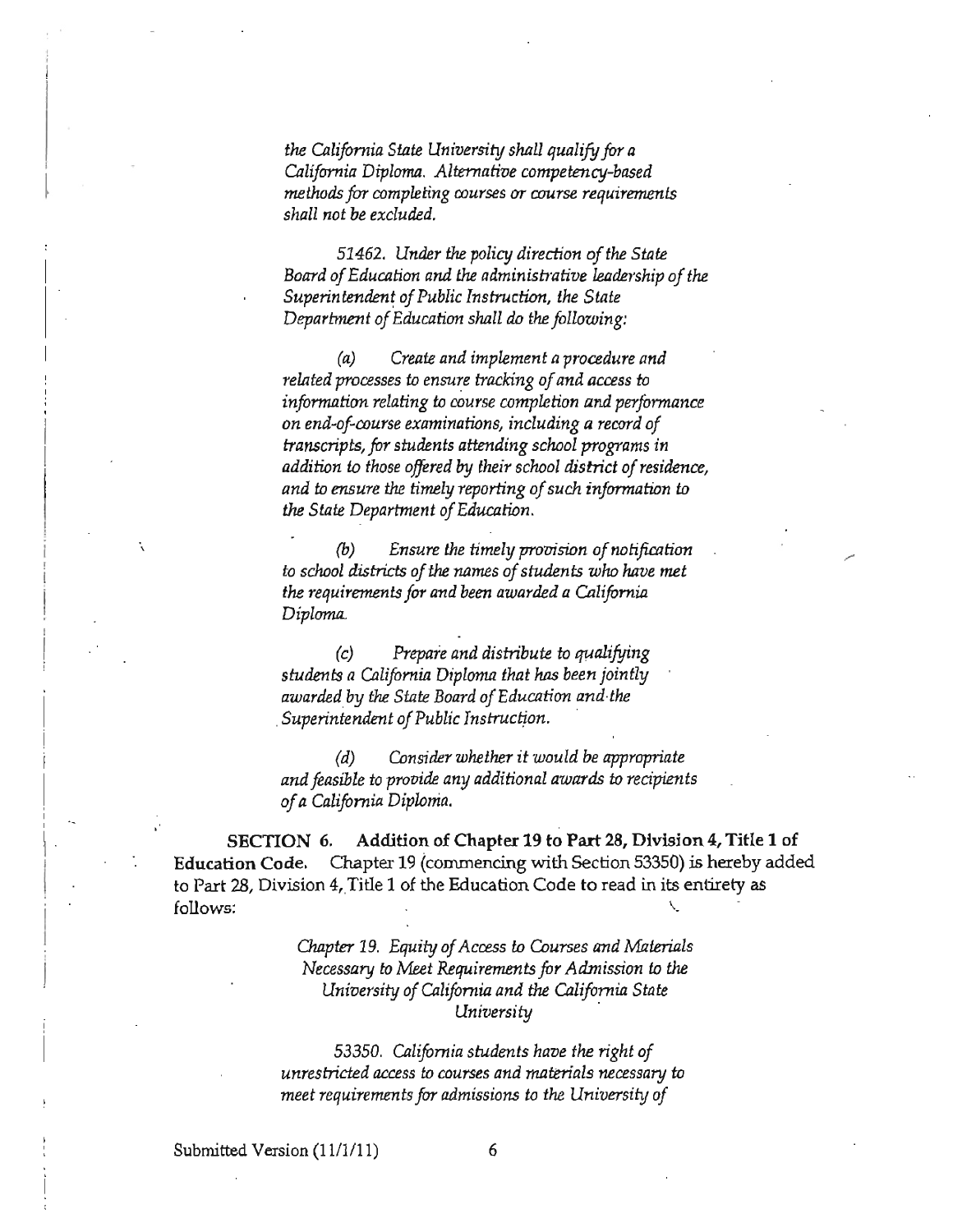*the California State University shall qualify for a California Diploma. Alternative competency-based methods for completing courses or course requirements shall not be excluded.*

*51462. Under the policy direction of the State Board of Education and the administrative leadership of the Superintendent of Public Instruction, the State Department of Education shall do the following:*

*(a) Create and implement a procedure and related processes to ensure tracking of and access to information relating to course completion and performance on end-of-course examinations, including a record of transcripts, for students attending school programs in addition to those offered by their school district of residence, and to ensure the timely reporting of such information to the State Department of Education.*

*(b) Ensure the timely provision of notification to school districts of the names of students who have met the requirements for and been awarded a California Diploma.*

*(c) Prepare and distribute to qualifying students a California Diploma that has been jointly awarded by the State Board of Education and the Superintendent of Public Instruction.*

*(d) Consider whether it would be appropriate and feasible to provide any additional awards to recipients of a California Diploma.*

**SECTION 6. Addition of Chapter 19 to Part 28, Division 4, Title 1 of Education Code.** Chapter 19 (commencing with Section 53350) is hereby added to Part 28, Division 4, Title 1 of the Education Code to read in its entirety as follows:

*Chapter 19. Equity of Access to Courses and Materials Necessary to Meet Requirements for Admission to the University of California and the California State University*

*53350. California students have the right of unrestricted access to courses and materials necessary to meet requirements for admissions to the University of*

Submitted Version (11/1/11)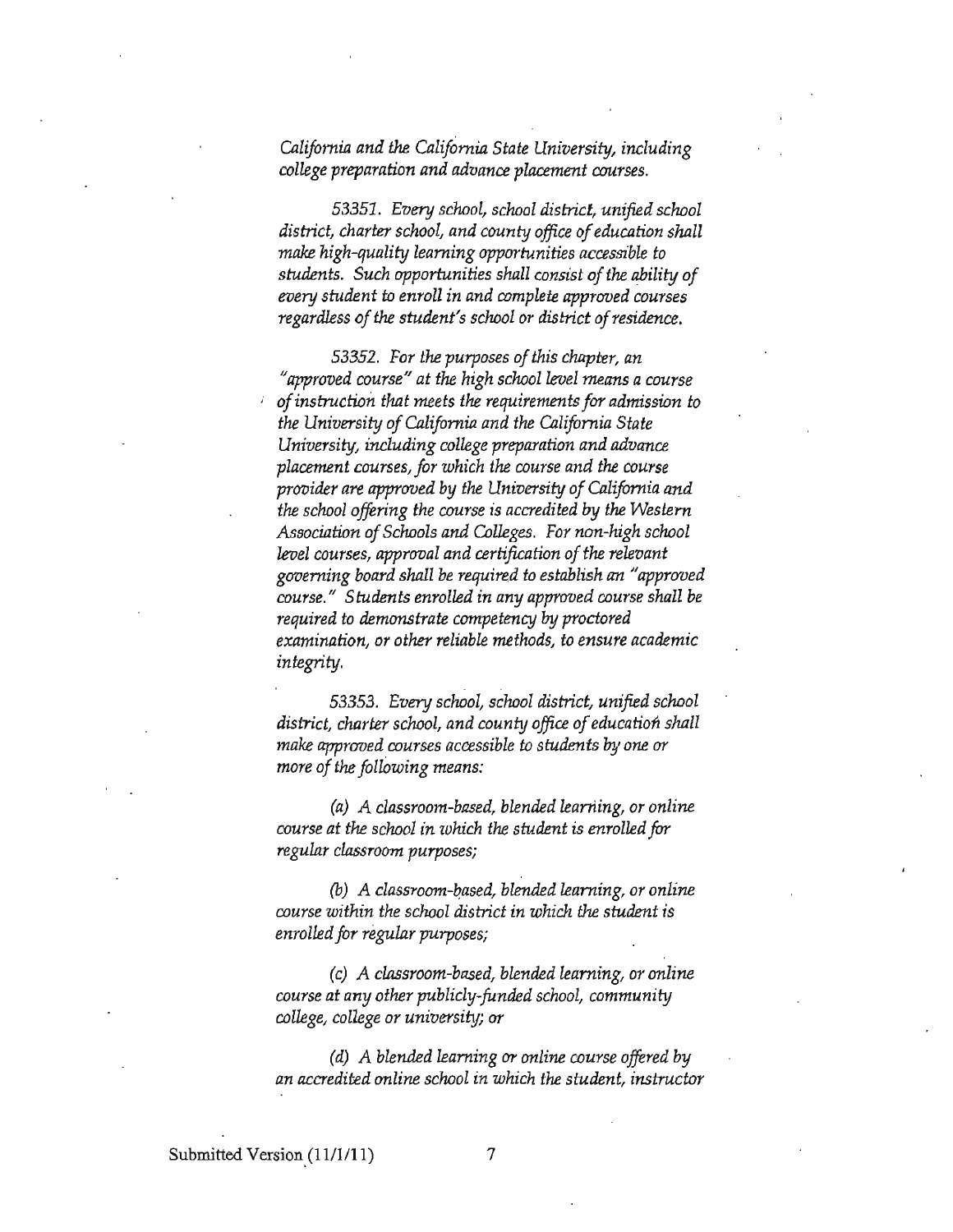*California and the California State University, including college preparation and advance placement courses.*

*53351. Every school, school district, unified school district, charter school, and county office of education shall make high-quality learning opportunities accessible to students. Such opportunities shall consist of the ability of every student to enroll in and complete approved courses regardless of the student's school or district of residence.*

*53352. For the purposes of this chapter, an "approved course" at the high school level means a course of instruction that meets the requirements for admission to the University of California and the California State University, including college preparation and advance placement courses, for which the course and the course provider are approved by the University of California and the school offering the course is accredited by the Western Association of Schools and Colleges. For non-high school level courses, approval and certification of the relevant governing board shall be required to establish an "approved course." Students enrolled in any approved course shall be required to demonstrate competency by proctored examination, or other reliable methods, to ensure academic integrity.*

*53353. Every school, school district, unified school district, charter school, and county office of education shall make approved courses accessible to students by one or more of the following means:*

*(a) A classroom-based, blended learning, or online course at the school in which the student is enrolled for regular classroom purposes;*

*(b) A classroom-based, blended learning, or online course within the school district in which the student is enrolled for regular purposes;*

*(c) A classroom-based, blended learning, or online course at any other publicly-funded school, community college, college or university; or*

*(d) A blended learning or online course offered by an accredited online school in which the student, instructor*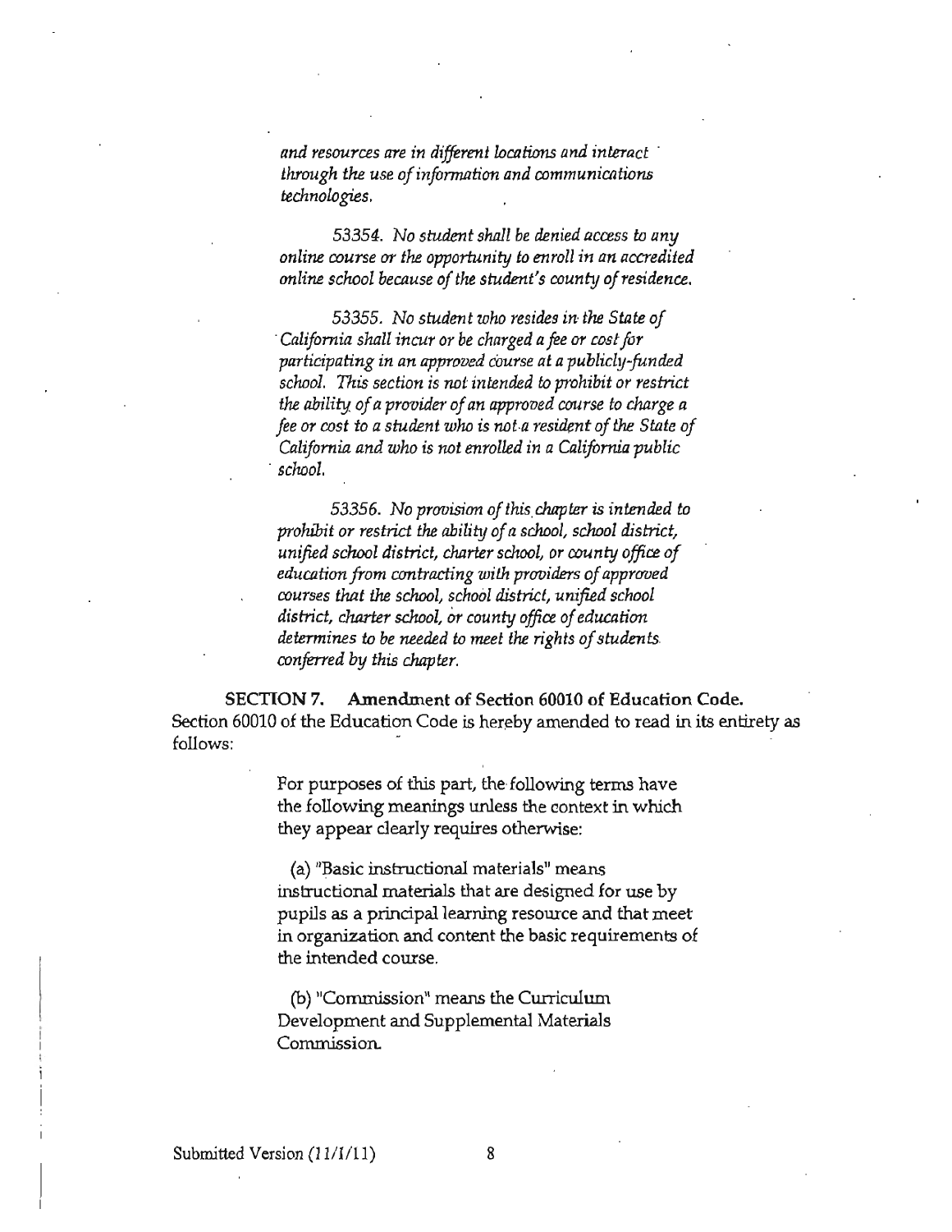*and resources are in different locations and interact through the use of information and communications technologies.*

*53354. No student shall be denied access to any online course or the opportunity to enroll in an accredited online school because of the student's county of residence.*

*53355. No student who resides in the State of California shall incur or be charged a fee or cost for participating in an approved course at a publicly-funded school. This section is not intended to prohibit or restrict the ability of a provider of an approved course to charge a fee or cost to a student who is not a resident of the State of California and who is not enrolled in a California public school.*

*53356. No provision of this chapter is intended to prohibit or restrict the ability of a school, school district, unified school district, charter school, or county office of education from contracting with providers of approved courses that the school, school district, unified school district, charter school, or county office of education determines to be needed to meet the rights of students conferred by this chapter.*

**SECTION 7. Amendment of Section 60010 of Education Code.**
Section 60010 of the Education Code is hereby amended to read in its entirety as follows:

For purposes of this part, the following terms have the following meanings unless the context in which they appear clearly requires otherwise:

(a) "Basic instructional materials" means instructional materials that are designed for use by pupils as a principal learning resource and that meet in organization and content the basic requirements of the intended course.

(b) "Commission" means the Curriculum Development and Supplemental Materials Commission.

Submitted Version (11/1/11)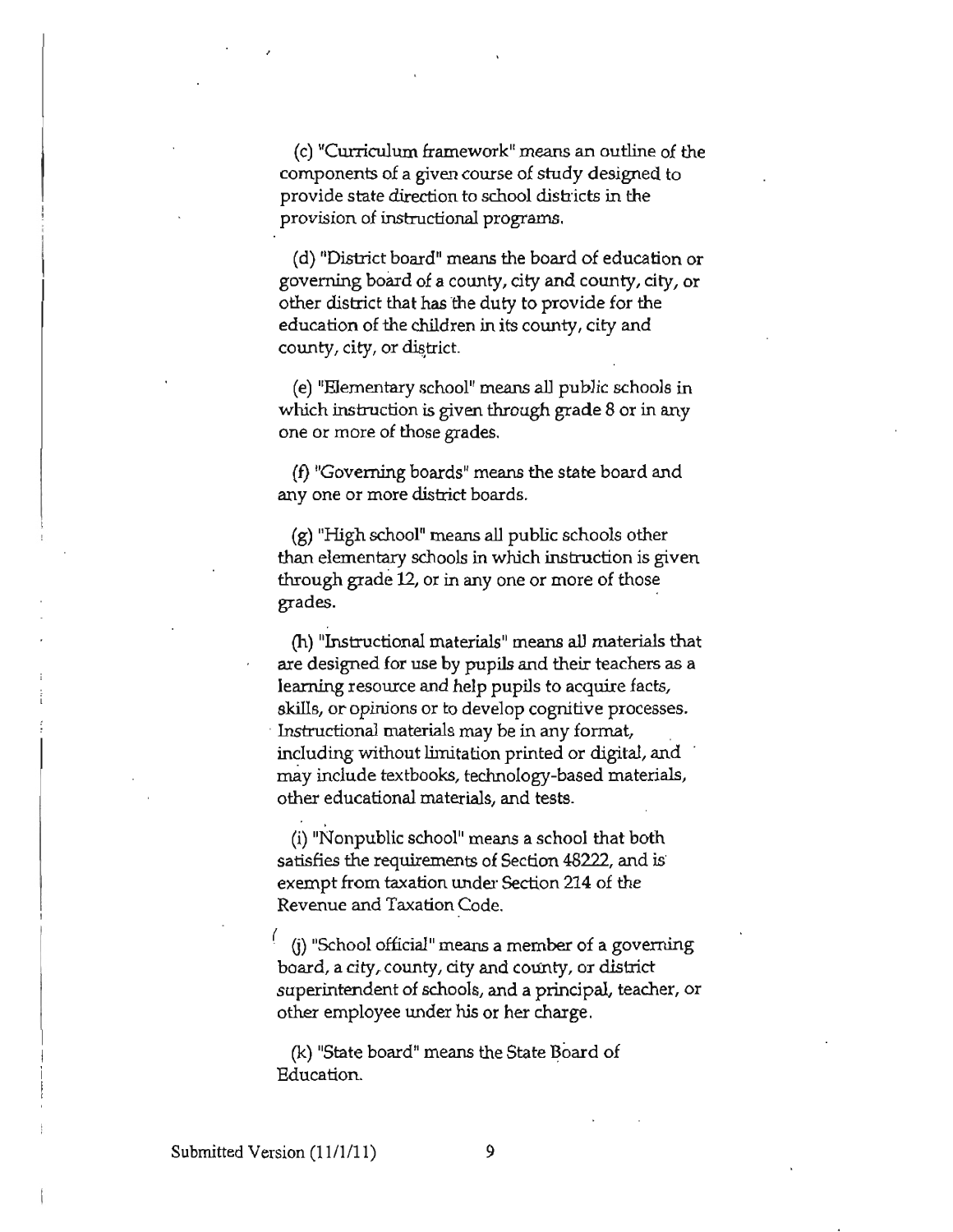(c) "Curriculum framework" means an outline of the components of a given course of study designed to provide state direction to school districts in the provision of instructional programs.

(d) "District board" means the board of education or governing board of a county, city and county, city, or other district that has the duty to provide for the education of the children in its county, city and county, city, or district.

(e) "Elementary school" means all public schools in which instruction is given through grade 8 or in any one or more of those grades.

(f) "Governing boards" means the state board and any one or more district boards.

(g) "High school" means all public schools other than elementary schools in which instruction is given through grade 12, or in any one or more of those grades.

(h) "Instructional materials" means all materials that are designed for use by pupils and their teachers as a learning resource and help pupils to acquire facts, skills, or opinions or to develop cognitive processes. Instructional materials may be in any format, including without limitation printed or digital, and may include textbooks, technology-based materials, other educational materials, and tests.

(i) "Nonpublic school" means a school that both satisfies the requirements of Section 48222, and is exempt from taxation under Section 214 of the Revenue and Taxation Code.

(j) "School official" means a member of a governing board, a city, county, city and county, or district superintendent of schools, and a principal, teacher, or other employee under his or her charge.

(k) "State board" means the State Board of Education.

Submitted Version (11/1/11)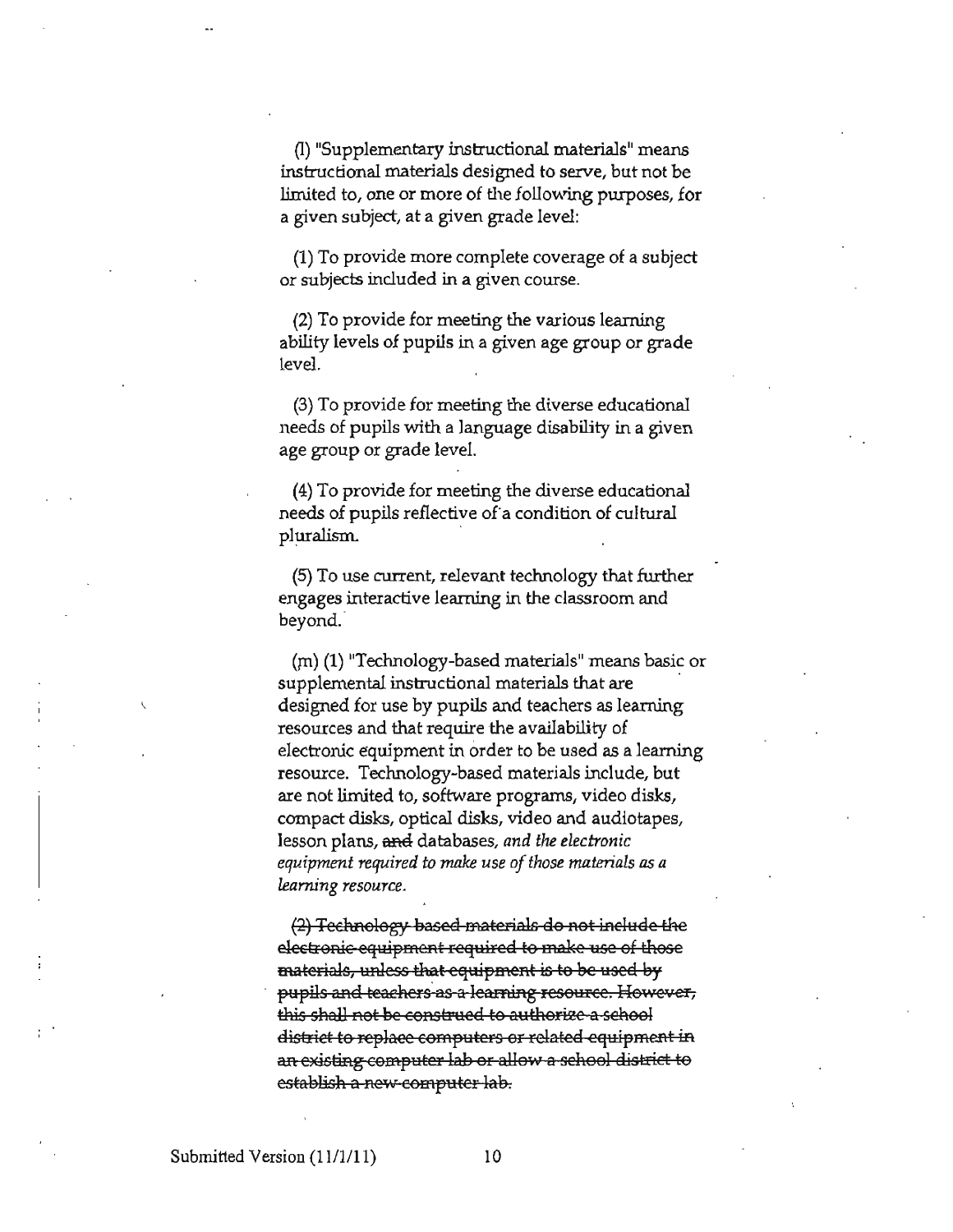(l) "Supplementary instructional materials" means instructional materials designed to serve, but not be limited to, one or more of the following purposes, for a given subject, at a given grade level:

(1) To provide more complete coverage of a subject or subjects included in a given course.

(2) To provide for meeting the various learning ability levels of pupils in a given age group or grade level.

(3) To provide for meeting the diverse educational needs of pupils with a language disability in a given age group or grade level.

(4) To provide for meeting the diverse educational needs of pupils reflective of a condition of cultural pluralism.

(5) To use current, relevant technology that further engages interactive learning in the classroom and beyond.

(m) (1) "Technology-based materials" means basic or supplemental instructional materials that are designed for use by pupils and teachers as learning resources and that require the availability of electronic equipment in order to be used as a learning resource. Technology-based materials include, but are not limited to, software programs, video disks, compact disks, optical disks, video and audiotapes, lesson plans, ~~and~~ databases, *and the electronic equipment required to make use of those materials as a learning resource.*

~~(2) Technology-based materials do not include the electronic equipment required to make use of those materials, unless that equipment is to be used by pupils and teachers as a learning resource. However, this shall not be construed to authorize a school district to replace computers or related equipment in an existing computer lab or allow a school district to establish a new computer lab.~~

Submitted Version (11/1/11)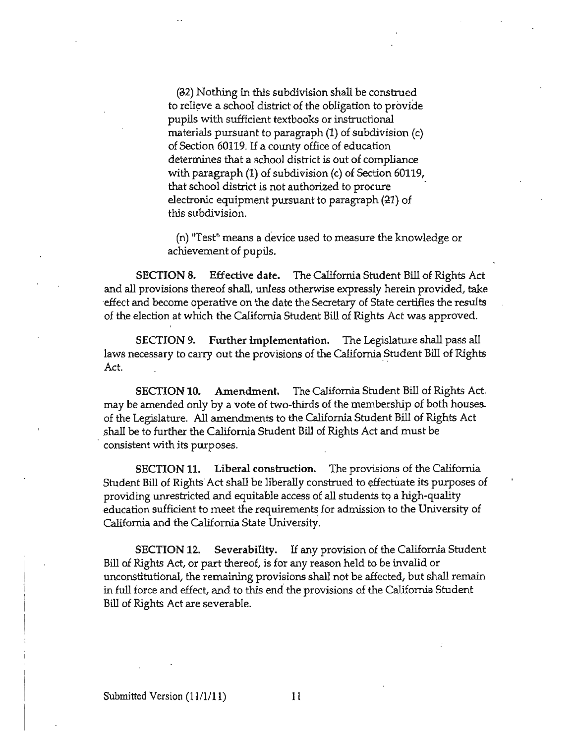(32) Nothing in this subdivision shall be construed to relieve a school district of the obligation to provide pupils with sufficient textbooks or instructional materials pursuant to paragraph (1) of subdivision (c) of Section 60119. If a county office of education determines that a school district is out of compliance with paragraph (1) of subdivision (c) of Section 60119, that school district is not authorized to procure electronic equipment pursuant to paragraph (21) of this subdivision.

(n) "Test" means a device used to measure the knowledge or achievement of pupils.

**SECTION 8. Effective date.** The California Student Bill of Rights Act and all provisions thereof shall, unless otherwise expressly herein provided, take effect and become operative on the date the Secretary of State certifies the results of the election at which the California Student Bill of Rights Act was approved.

**SECTION 9. Further implementation.** The Legislature shall pass all laws necessary to carry out the provisions of the California Student Bill of Rights Act.

**SECTION 10. Amendment.** The California Student Bill of Rights Act may be amended only by a vote of two-thirds of the membership of both houses of the Legislature. All amendments to the California Student Bill of Rights Act shall be to further the California Student Bill of Rights Act and must be consistent with its purposes.

**SECTION 11. Liberal construction.** The provisions of the California Student Bill of Rights Act shall be liberally construed to effectuate its purposes of providing unrestricted and equitable access of all students to a high-quality education sufficient to meet the requirements for admission to the University of California and the California State University.

**SECTION 12. Severability.** If any provision of the California Student Bill of Rights Act, or part thereof, is for any reason held to be invalid or unconstitutional, the remaining provisions shall not be affected, but shall remain in full force and effect, and to this end the provisions of the California Student Bill of Rights Act are severable.

Submitted Version (11/1/11)